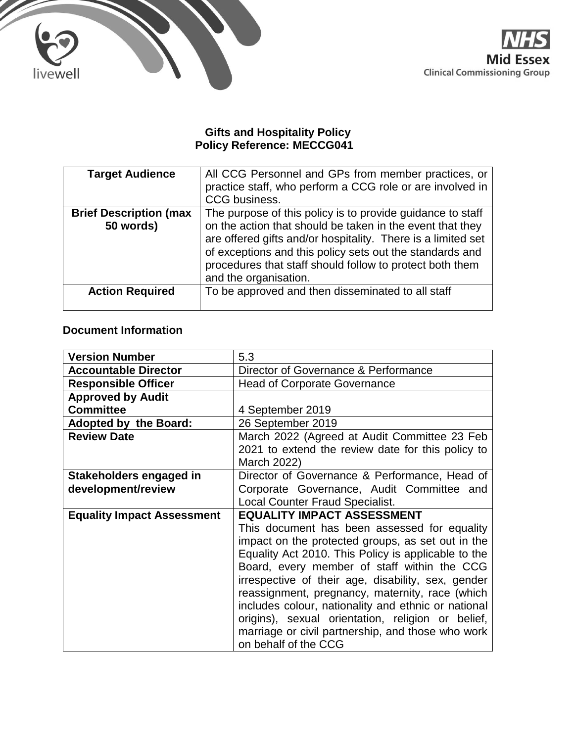livewell

NHS
Mid Essex
Clinical Commissioning Group

**Gifts and Hospitality Policy**
**Policy Reference: MECCG041**

| **Target Audience** | All CCG Personnel and GPs from member practices, or practice staff, who perform a CCG role or are involved in CCG business. |
|---|---|
| **Brief Description (max 50 words)** | The purpose of this policy is to provide guidance to staff on the action that should be taken in the event that they are offered gifts and/or hospitality. There is a limited set of exceptions and this policy sets out the standards and procedures that staff should follow to protect both them and the organisation. |
| **Action Required** | To be approved and then disseminated to all staff |

**Document Information**

| **Version Number** | 5.3 |
|---|---|
| **Accountable Director** | Director of Governance & Performance |
| **Responsible Officer** | Head of Corporate Governance |
| **Approved by Audit Committee** | 4 September 2019 |
| **Adopted by the Board:** | 26 September 2019 |
| **Review Date** | March 2022 (Agreed at Audit Committee 23 Feb 2021 to extend the review date for this policy to March 2022) |
| **Stakeholders engaged in development/review** | Director of Governance & Performance, Head of Corporate Governance, Audit Committee and Local Counter Fraud Specialist. |
| **Equality Impact Assessment** | **EQUALITY IMPACT ASSESSMENT** This document has been assessed for equality impact on the protected groups, as set out in the Equality Act 2010. This Policy is applicable to the Board, every member of staff within the CCG irrespective of their age, disability, sex, gender reassignment, pregnancy, maternity, race (which includes colour, nationality and ethnic or national origins), sexual orientation, religion or belief, marriage or civil partnership, and those who work on behalf of the CCG |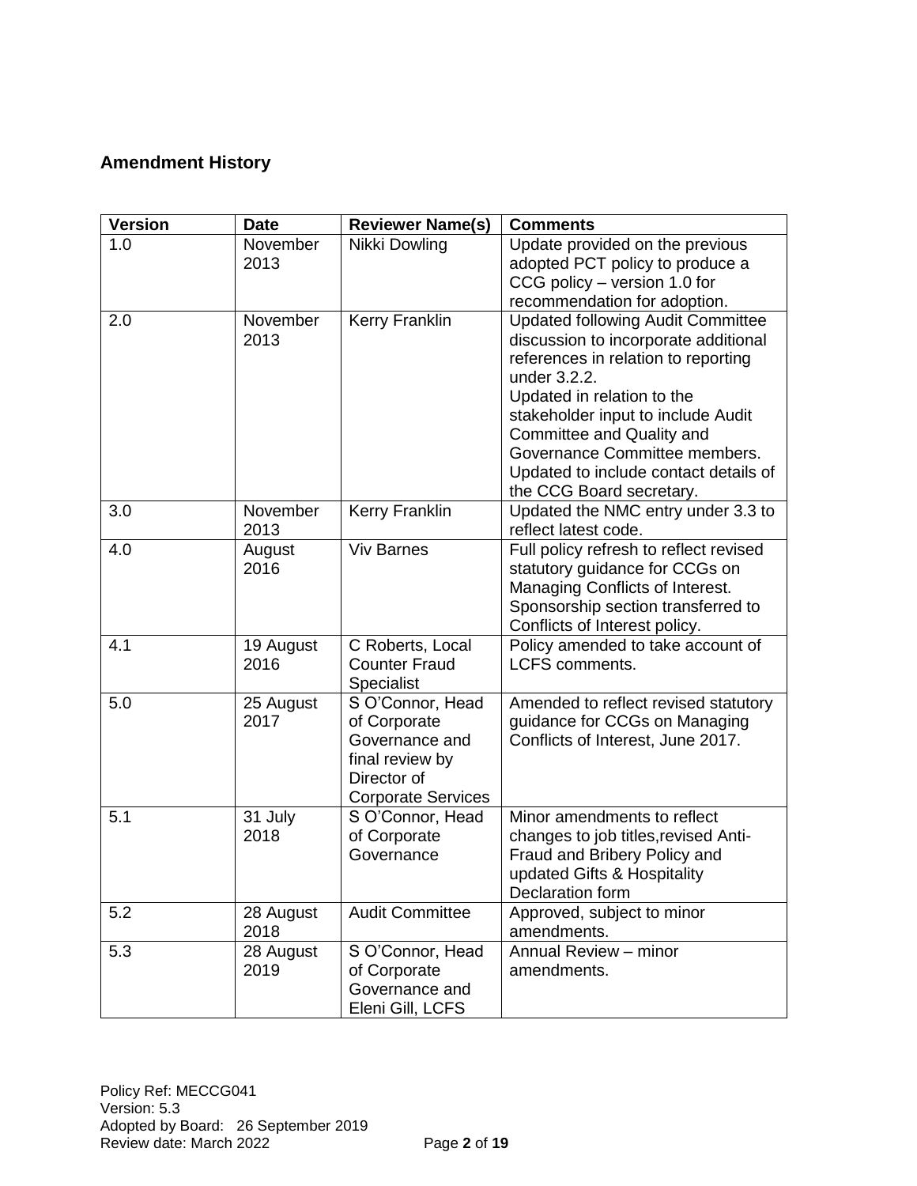## Amendment History

| Version | Date | Reviewer Name(s) | Comments |
|---|---|---|---|
| 1.0 | November 2013 | Nikki Dowling | Update provided on the previous adopted PCT policy to produce a CCG policy – version 1.0 for recommendation for adoption. |
| 2.0 | November 2013 | Kerry Franklin | Updated following Audit Committee discussion to incorporate additional references in relation to reporting under 3.2.2.<br>Updated in relation to the stakeholder input to include Audit Committee and Quality and Governance Committee members.<br>Updated to include contact details of the CCG Board secretary. |
| 3.0 | November 2013 | Kerry Franklin | Updated the NMC entry under 3.3 to reflect latest code. |
| 4.0 | August 2016 | Viv Barnes | Full policy refresh to reflect revised statutory guidance for CCGs on Managing Conflicts of Interest. Sponsorship section transferred to Conflicts of Interest policy. |
| 4.1 | 19 August 2016 | C Roberts, Local Counter Fraud Specialist | Policy amended to take account of LCFS comments. |
| 5.0 | 25 August 2017 | S O'Connor, Head of Corporate Governance and final review by Director of Corporate Services | Amended to reflect revised statutory guidance for CCGs on Managing Conflicts of Interest, June 2017. |
| 5.1 | 31 July 2018 | S O'Connor, Head of Corporate Governance | Minor amendments to reflect changes to job titles,revised Anti-Fraud and Bribery Policy and updated Gifts & Hospitality Declaration form |
| 5.2 | 28 August 2018 | Audit Committee | Approved, subject to minor amendments. |
| 5.3 | 28 August 2019 | S O'Connor, Head of Corporate Governance and Eleni Gill, LCFS | Annual Review – minor amendments. |

Policy Ref: MECCG041
Version: 5.3
Adopted by Board: 26 September 2019
Review date: March 2022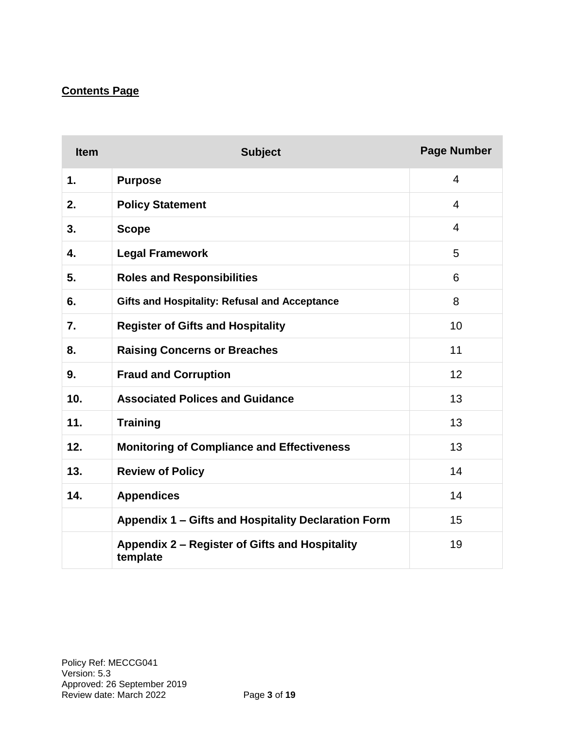**Contents Page**

| Item | Subject | Page Number |
|---|---|---|
| **1.** | **Purpose** | 4 |
| **2.** | **Policy Statement** | 4 |
| **3.** | **Scope** | 4 |
| **4.** | **Legal Framework** | 5 |
| **5.** | **Roles and Responsibilities** | 6 |
| **6.** | **Gifts and Hospitality: Refusal and Acceptance** | 8 |
| **7.** | **Register of Gifts and Hospitality** | 10 |
| **8.** | **Raising Concerns or Breaches** | 11 |
| **9.** | **Fraud and Corruption** | 12 |
| **10.** | **Associated Polices and Guidance** | 13 |
| **11.** | **Training** | 13 |
| **12.** | **Monitoring of Compliance and Effectiveness** | 13 |
| **13.** | **Review of Policy** | 14 |
| **14.** | **Appendices** | 14 |
| | **Appendix 1 – Gifts and Hospitality Declaration Form** | 15 |
| | **Appendix 2 – Register of Gifts and Hospitality template** | 19 |

Policy Ref: MECCG041
Version: 5.3
Approved: 26 September 2019
Review date: March 2022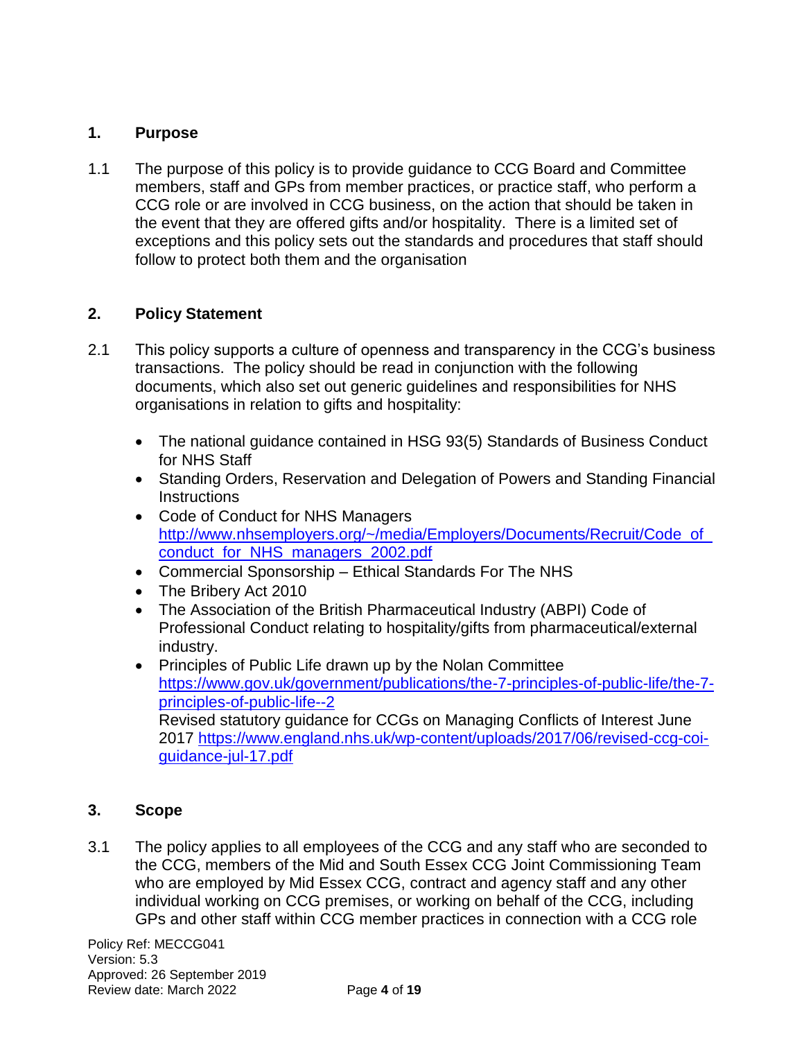## 1. Purpose

1.1 The purpose of this policy is to provide guidance to CCG Board and Committee members, staff and GPs from member practices, or practice staff, who perform a CCG role or are involved in CCG business, on the action that should be taken in the event that they are offered gifts and/or hospitality. There is a limited set of exceptions and this policy sets out the standards and procedures that staff should follow to protect both them and the organisation

## 2. Policy Statement

2.1 This policy supports a culture of openness and transparency in the CCG's business transactions. The policy should be read in conjunction with the following documents, which also set out generic guidelines and responsibilities for NHS organisations in relation to gifts and hospitality:

- The national guidance contained in HSG 93(5) Standards of Business Conduct for NHS Staff
- Standing Orders, Reservation and Delegation of Powers and Standing Financial Instructions
- Code of Conduct for NHS Managers [http://www.nhsemployers.org/~/media/Employers/Documents/Recruit/Code_of_conduct_for_NHS_managers_2002.pdf](http://www.nhsemployers.org/~/media/Employers/Documents/Recruit/Code_of_conduct_for_NHS_managers_2002.pdf)
- Commercial Sponsorship – Ethical Standards For The NHS
- The Bribery Act 2010
- The Association of the British Pharmaceutical Industry (ABPI) Code of Professional Conduct relating to hospitality/gifts from pharmaceutical/external industry.
- Principles of Public Life drawn up by the Nolan Committee [https://www.gov.uk/government/publications/the-7-principles-of-public-life/the-7-principles-of-public-life--2](https://www.gov.uk/government/publications/the-7-principles-of-public-life/the-7-principles-of-public-life--2)
  Revised statutory guidance for CCGs on Managing Conflicts of Interest June 2017 [https://www.england.nhs.uk/wp-content/uploads/2017/06/revised-ccg-coi-guidance-jul-17.pdf](https://www.england.nhs.uk/wp-content/uploads/2017/06/revised-ccg-coi-guidance-jul-17.pdf)

## 3. Scope

3.1 The policy applies to all employees of the CCG and any staff who are seconded to the CCG, members of the Mid and South Essex CCG Joint Commissioning Team who are employed by Mid Essex CCG, contract and agency staff and any other individual working on CCG premises, or working on behalf of the CCG, including GPs and other staff within CCG member practices in connection with a CCG role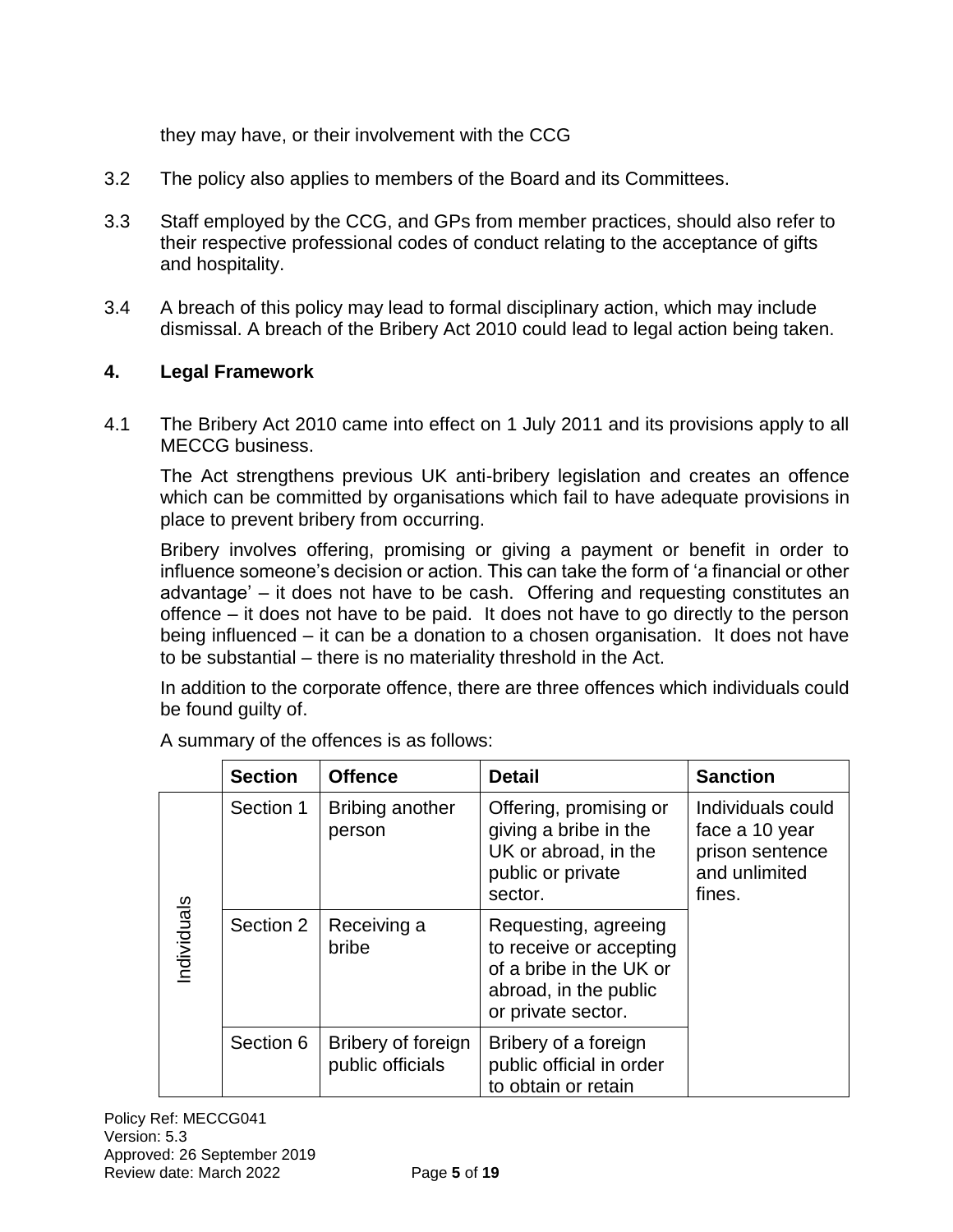they may have, or their involvement with the CCG

3.2 The policy also applies to members of the Board and its Committees.

3.3 Staff employed by the CCG, and GPs from member practices, should also refer to their respective professional codes of conduct relating to the acceptance of gifts and hospitality.

3.4 A breach of this policy may lead to formal disciplinary action, which may include dismissal. A breach of the Bribery Act 2010 could lead to legal action being taken.

## 4. Legal Framework

4.1 The Bribery Act 2010 came into effect on 1 July 2011 and its provisions apply to all MECCG business.

The Act strengthens previous UK anti-bribery legislation and creates an offence which can be committed by organisations which fail to have adequate provisions in place to prevent bribery from occurring.

Bribery involves offering, promising or giving a payment or benefit in order to influence someone's decision or action. This can take the form of 'a financial or other advantage' – it does not have to be cash. Offering and requesting constitutes an offence – it does not have to be paid. It does not have to go directly to the person being influenced – it can be a donation to a chosen organisation. It does not have to be substantial – there is no materiality threshold in the Act.

In addition to the corporate offence, there are three offences which individuals could be found guilty of.

A summary of the offences is as follows:

| | Section | Offence | Detail | Sanction |
|---|---|---|---|---|
| Individuals | Section 1 | Bribing another person | Offering, promising or giving a bribe in the UK or abroad, in the public or private sector. | Individuals could face a 10 year prison sentence and unlimited fines. |
| | Section 2 | Receiving a bribe | Requesting, agreeing to receive or accepting of a bribe in the UK or abroad, in the public or private sector. | |
| | Section 6 | Bribery of foreign public officials | Bribery of a foreign public official in order to obtain or retain | |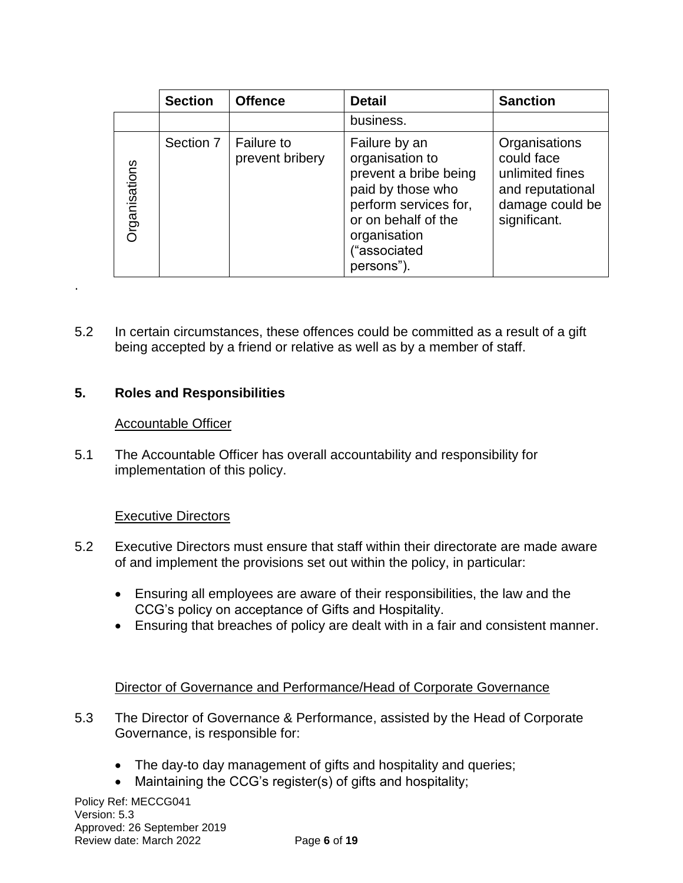| | Section | Offence | Detail | Sanction |
|---|---|---|---|---|
| | | | business. | |
| Organisations | Section 7 | Failure to prevent bribery | Failure by an organisation to prevent a bribe being paid by those who perform services for, or on behalf of the organisation (“associated persons”). | Organisations could face unlimited fines and reputational damage could be significant. |

.

5.2 In certain circumstances, these offences could be committed as a result of a gift being accepted by a friend or relative as well as by a member of staff.

## 5. Roles and Responsibilities

Accountable Officer

5.1 The Accountable Officer has overall accountability and responsibility for implementation of this policy.

Executive Directors

5.2 Executive Directors must ensure that staff within their directorate are made aware of and implement the provisions set out within the policy, in particular:

- Ensuring all employees are aware of their responsibilities, the law and the CCG’s policy on acceptance of Gifts and Hospitality.
- Ensuring that breaches of policy are dealt with in a fair and consistent manner.

Director of Governance and Performance/Head of Corporate Governance

5.3 The Director of Governance & Performance, assisted by the Head of Corporate Governance, is responsible for:

- The day-to day management of gifts and hospitality and queries;
- Maintaining the CCG’s register(s) of gifts and hospitality;

Policy Ref: MECCG041
Version: 5.3
Approved: 26 September 2019
Review date: March 2022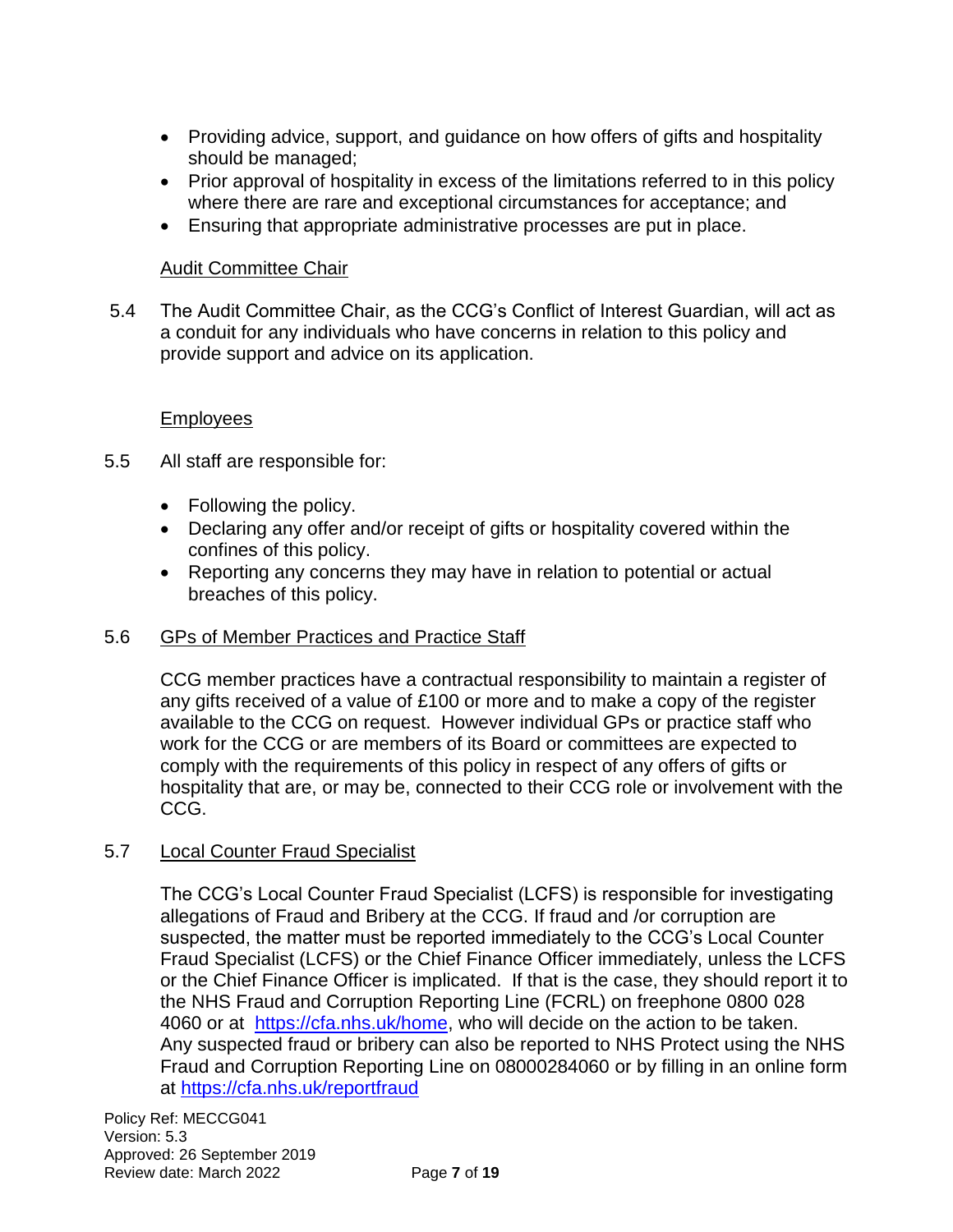- Providing advice, support, and guidance on how offers of gifts and hospitality should be managed;
- Prior approval of hospitality in excess of the limitations referred to in this policy where there are rare and exceptional circumstances for acceptance; and
- Ensuring that appropriate administrative processes are put in place.

Audit Committee Chair

5.4 The Audit Committee Chair, as the CCG's Conflict of Interest Guardian, will act as a conduit for any individuals who have concerns in relation to this policy and provide support and advice on its application.

Employees

5.5 All staff are responsible for:

- Following the policy.
- Declaring any offer and/or receipt of gifts or hospitality covered within the confines of this policy.
- Reporting any concerns they may have in relation to potential or actual breaches of this policy.

5.6 GPs of Member Practices and Practice Staff

CCG member practices have a contractual responsibility to maintain a register of any gifts received of a value of £100 or more and to make a copy of the register available to the CCG on request. However individual GPs or practice staff who work for the CCG or are members of its Board or committees are expected to comply with the requirements of this policy in respect of any offers of gifts or hospitality that are, or may be, connected to their CCG role or involvement with the CCG.

5.7 Local Counter Fraud Specialist

The CCG's Local Counter Fraud Specialist (LCFS) is responsible for investigating allegations of Fraud and Bribery at the CCG. If fraud and /or corruption are suspected, the matter must be reported immediately to the CCG's Local Counter Fraud Specialist (LCFS) or the Chief Finance Officer immediately, unless the LCFS or the Chief Finance Officer is implicated. If that is the case, they should report it to the NHS Fraud and Corruption Reporting Line (FCRL) on freephone 0800 028 4060 or at https://cfa.nhs.uk/home, who will decide on the action to be taken. Any suspected fraud or bribery can also be reported to NHS Protect using the NHS Fraud and Corruption Reporting Line on 08000284060 or by filling in an online form at https://cfa.nhs.uk/reportfraud

Policy Ref: MECCG041
Version: 5.3
Approved: 26 September 2019
Review date: March 2022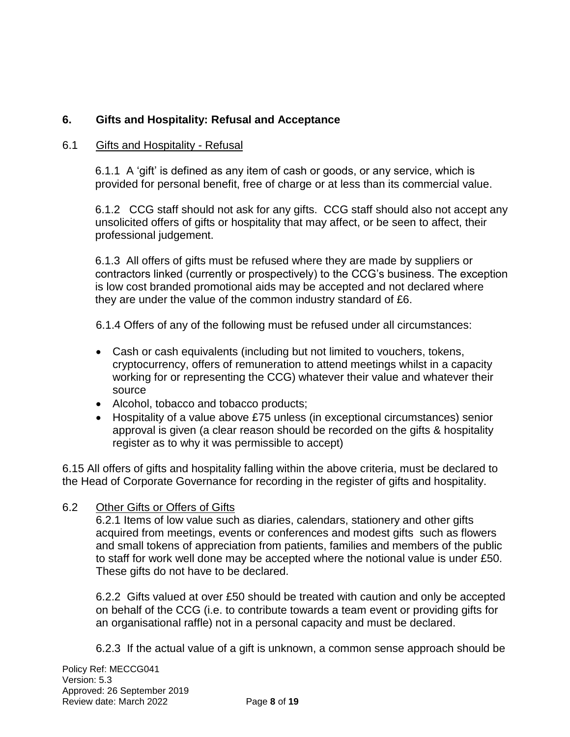## 6. Gifts and Hospitality: Refusal and Acceptance

### 6.1 Gifts and Hospitality - Refusal

6.1.1 A 'gift' is defined as any item of cash or goods, or any service, which is provided for personal benefit, free of charge or at less than its commercial value.

6.1.2 CCG staff should not ask for any gifts. CCG staff should also not accept any unsolicited offers of gifts or hospitality that may affect, or be seen to affect, their professional judgement.

6.1.3 All offers of gifts must be refused where they are made by suppliers or contractors linked (currently or prospectively) to the CCG's business. The exception is low cost branded promotional aids may be accepted and not declared where they are under the value of the common industry standard of £6.

6.1.4 Offers of any of the following must be refused under all circumstances:

- Cash or cash equivalents (including but not limited to vouchers, tokens, cryptocurrency, offers of remuneration to attend meetings whilst in a capacity working for or representing the CCG) whatever their value and whatever their source
- Alcohol, tobacco and tobacco products;
- Hospitality of a value above £75 unless (in exceptional circumstances) senior approval is given (a clear reason should be recorded on the gifts & hospitality register as to why it was permissible to accept)

6.15 All offers of gifts and hospitality falling within the above criteria, must be declared to the Head of Corporate Governance for recording in the register of gifts and hospitality.

### 6.2 Other Gifts or Offers of Gifts

6.2.1 Items of low value such as diaries, calendars, stationery and other gifts acquired from meetings, events or conferences and modest gifts such as flowers and small tokens of appreciation from patients, families and members of the public to staff for work well done may be accepted where the notional value is under £50. These gifts do not have to be declared.

6.2.2 Gifts valued at over £50 should be treated with caution and only be accepted on behalf of the CCG (i.e. to contribute towards a team event or providing gifts for an organisational raffle) not in a personal capacity and must be declared.

6.2.3 If the actual value of a gift is unknown, a common sense approach should be

Policy Ref: MECCG041
Version: 5.3
Approved: 26 September 2019
Review date: March 2022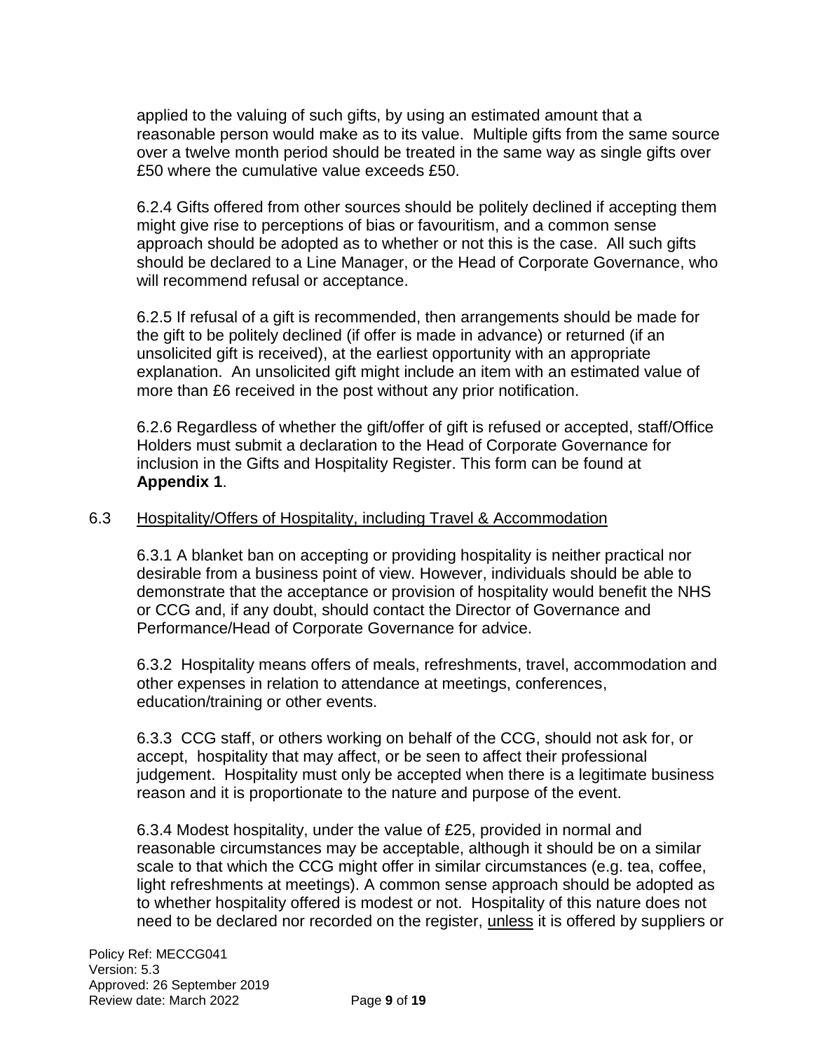applied to the valuing of such gifts, by using an estimated amount that a reasonable person would make as to its value. Multiple gifts from the same source over a twelve month period should be treated in the same way as single gifts over £50 where the cumulative value exceeds £50.

6.2.4 Gifts offered from other sources should be politely declined if accepting them might give rise to perceptions of bias or favouritism, and a common sense approach should be adopted as to whether or not this is the case. All such gifts should be declared to a Line Manager, or the Head of Corporate Governance, who will recommend refusal or acceptance.

6.2.5 If refusal of a gift is recommended, then arrangements should be made for the gift to be politely declined (if offer is made in advance) or returned (if an unsolicited gift is received), at the earliest opportunity with an appropriate explanation. An unsolicited gift might include an item with an estimated value of more than £6 received in the post without any prior notification.

6.2.6 Regardless of whether the gift/offer of gift is refused or accepted, staff/Office Holders must submit a declaration to the Head of Corporate Governance for inclusion in the Gifts and Hospitality Register. This form can be found at **Appendix 1**.

## 6.3 Hospitality/Offers of Hospitality, including Travel & Accommodation

6.3.1 A blanket ban on accepting or providing hospitality is neither practical nor desirable from a business point of view. However, individuals should be able to demonstrate that the acceptance or provision of hospitality would benefit the NHS or CCG and, if any doubt, should contact the Director of Governance and Performance/Head of Corporate Governance for advice.

6.3.2 Hospitality means offers of meals, refreshments, travel, accommodation and other expenses in relation to attendance at meetings, conferences, education/training or other events.

6.3.3 CCG staff, or others working on behalf of the CCG, should not ask for, or accept, hospitality that may affect, or be seen to affect their professional judgement. Hospitality must only be accepted when there is a legitimate business reason and it is proportionate to the nature and purpose of the event.

6.3.4 Modest hospitality, under the value of £25, provided in normal and reasonable circumstances may be acceptable, although it should be on a similar scale to that which the CCG might offer in similar circumstances (e.g. tea, coffee, light refreshments at meetings). A common sense approach should be adopted as to whether hospitality offered is modest or not. Hospitality of this nature does not need to be declared nor recorded on the register, unless it is offered by suppliers or

Policy Ref: MECCG041
Version: 5.3
Approved: 26 September 2019
Review date: March 2022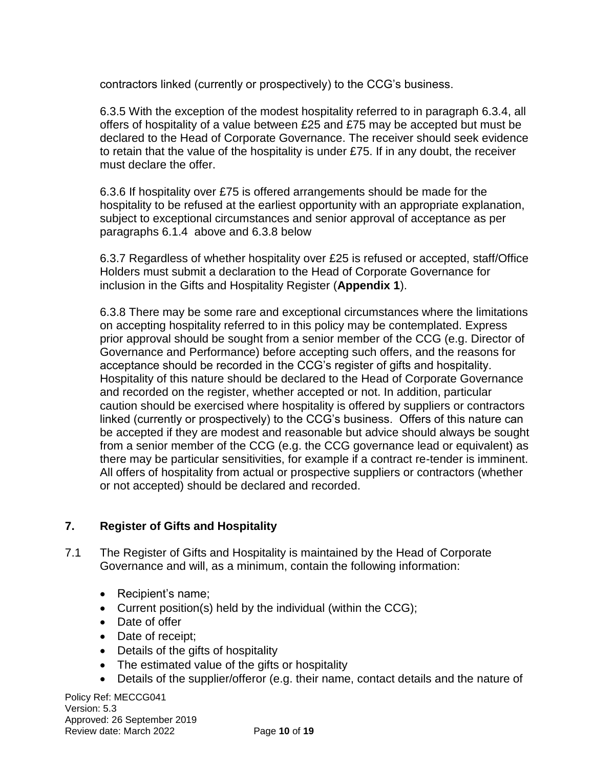contractors linked (currently or prospectively) to the CCG's business.

6.3.5 With the exception of the modest hospitality referred to in paragraph 6.3.4, all offers of hospitality of a value between £25 and £75 may be accepted but must be declared to the Head of Corporate Governance. The receiver should seek evidence to retain that the value of the hospitality is under £75. If in any doubt, the receiver must declare the offer.

6.3.6 If hospitality over £75 is offered arrangements should be made for the hospitality to be refused at the earliest opportunity with an appropriate explanation, subject to exceptional circumstances and senior approval of acceptance as per paragraphs 6.1.4 above and 6.3.8 below

6.3.7 Regardless of whether hospitality over £25 is refused or accepted, staff/Office Holders must submit a declaration to the Head of Corporate Governance for inclusion in the Gifts and Hospitality Register (**Appendix 1**).

6.3.8 There may be some rare and exceptional circumstances where the limitations on accepting hospitality referred to in this policy may be contemplated. Express prior approval should be sought from a senior member of the CCG (e.g. Director of Governance and Performance) before accepting such offers, and the reasons for acceptance should be recorded in the CCG's register of gifts and hospitality. Hospitality of this nature should be declared to the Head of Corporate Governance and recorded on the register, whether accepted or not. In addition, particular caution should be exercised where hospitality is offered by suppliers or contractors linked (currently or prospectively) to the CCG's business. Offers of this nature can be accepted if they are modest and reasonable but advice should always be sought from a senior member of the CCG (e.g. the CCG governance lead or equivalent) as there may be particular sensitivities, for example if a contract re-tender is imminent. All offers of hospitality from actual or prospective suppliers or contractors (whether or not accepted) should be declared and recorded.

## 7. Register of Gifts and Hospitality

7.1 The Register of Gifts and Hospitality is maintained by the Head of Corporate Governance and will, as a minimum, contain the following information:

- Recipient's name;
- Current position(s) held by the individual (within the CCG);
- Date of offer
- Date of receipt;
- Details of the gifts of hospitality
- The estimated value of the gifts or hospitality
- Details of the supplier/offeror (e.g. their name, contact details and the nature of

Policy Ref: MECCG041
Version: 5.3
Approved: 26 September 2019
Review date: March 2022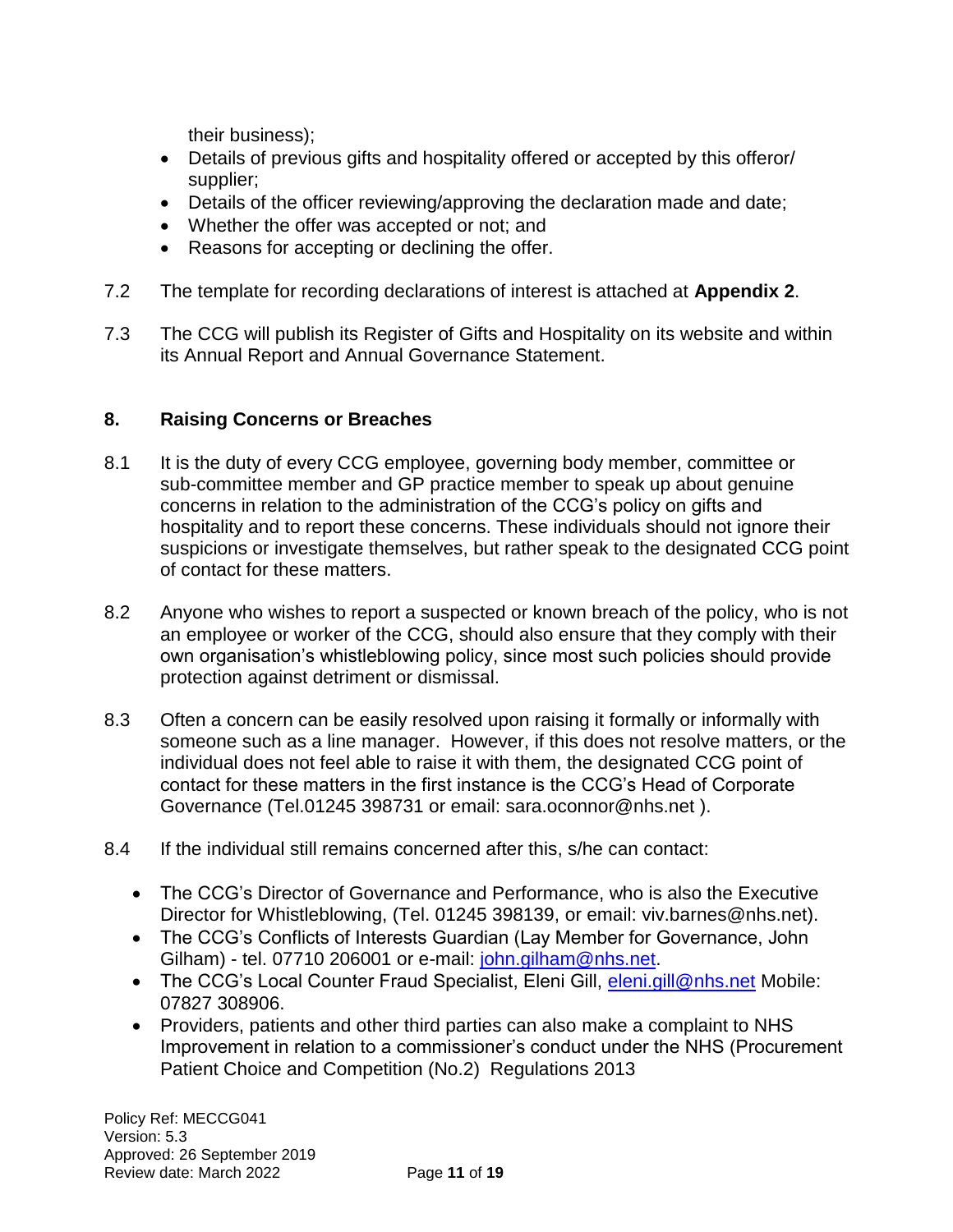their business);

- Details of previous gifts and hospitality offered or accepted by this offeror/ supplier;
- Details of the officer reviewing/approving the declaration made and date;
- Whether the offer was accepted or not; and
- Reasons for accepting or declining the offer.

7.2 The template for recording declarations of interest is attached at **Appendix 2**.

7.3 The CCG will publish its Register of Gifts and Hospitality on its website and within its Annual Report and Annual Governance Statement.

## 8. Raising Concerns or Breaches

8.1 It is the duty of every CCG employee, governing body member, committee or sub-committee member and GP practice member to speak up about genuine concerns in relation to the administration of the CCG's policy on gifts and hospitality and to report these concerns. These individuals should not ignore their suspicions or investigate themselves, but rather speak to the designated CCG point of contact for these matters.

8.2 Anyone who wishes to report a suspected or known breach of the policy, who is not an employee or worker of the CCG, should also ensure that they comply with their own organisation's whistleblowing policy, since most such policies should provide protection against detriment or dismissal.

8.3 Often a concern can be easily resolved upon raising it formally or informally with someone such as a line manager. However, if this does not resolve matters, or the individual does not feel able to raise it with them, the designated CCG point of contact for these matters in the first instance is the CCG's Head of Corporate Governance (Tel.01245 398731 or email: sara.oconnor@nhs.net ).

8.4 If the individual still remains concerned after this, s/he can contact:

- The CCG's Director of Governance and Performance, who is also the Executive Director for Whistleblowing, (Tel. 01245 398139, or email: viv.barnes@nhs.net).
- The CCG's Conflicts of Interests Guardian (Lay Member for Governance, John Gilham) - tel. 07710 206001 or e-mail: john.gilham@nhs.net.
- The CCG's Local Counter Fraud Specialist, Eleni Gill, eleni.gill@nhs.net Mobile: 07827 308906.
- Providers, patients and other third parties can also make a complaint to NHS Improvement in relation to a commissioner's conduct under the NHS (Procurement Patient Choice and Competition (No.2) Regulations 2013

Policy Ref: MECCG041
Version: 5.3
Approved: 26 September 2019
Review date: March 2022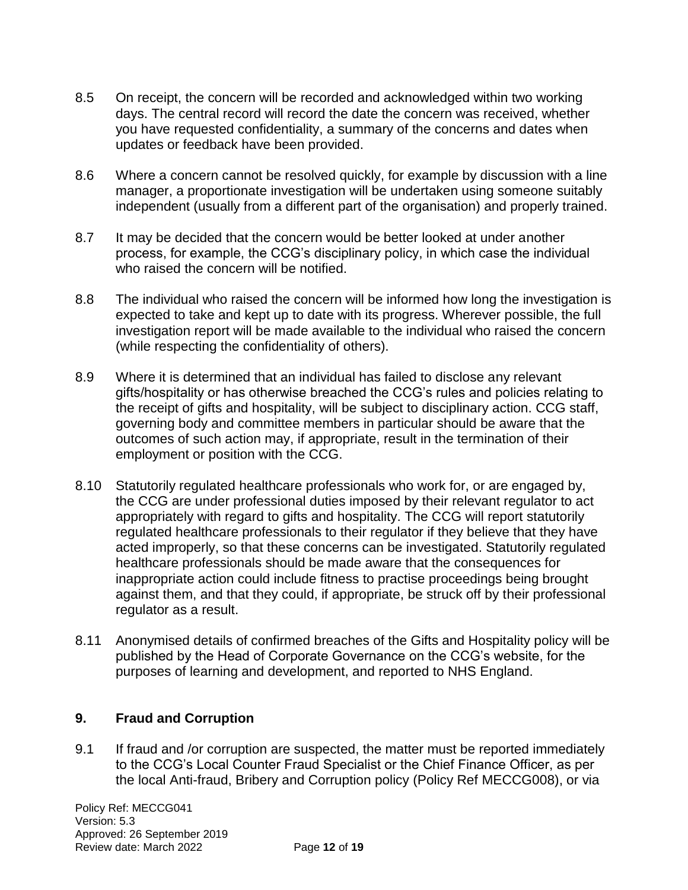8.5 On receipt, the concern will be recorded and acknowledged within two working days. The central record will record the date the concern was received, whether you have requested confidentiality, a summary of the concerns and dates when updates or feedback have been provided.

8.6 Where a concern cannot be resolved quickly, for example by discussion with a line manager, a proportionate investigation will be undertaken using someone suitably independent (usually from a different part of the organisation) and properly trained.

8.7 It may be decided that the concern would be better looked at under another process, for example, the CCG's disciplinary policy, in which case the individual who raised the concern will be notified.

8.8 The individual who raised the concern will be informed how long the investigation is expected to take and kept up to date with its progress. Wherever possible, the full investigation report will be made available to the individual who raised the concern (while respecting the confidentiality of others).

8.9 Where it is determined that an individual has failed to disclose any relevant gifts/hospitality or has otherwise breached the CCG's rules and policies relating to the receipt of gifts and hospitality, will be subject to disciplinary action. CCG staff, governing body and committee members in particular should be aware that the outcomes of such action may, if appropriate, result in the termination of their employment or position with the CCG.

8.10 Statutorily regulated healthcare professionals who work for, or are engaged by, the CCG are under professional duties imposed by their relevant regulator to act appropriately with regard to gifts and hospitality. The CCG will report statutorily regulated healthcare professionals to their regulator if they believe that they have acted improperly, so that these concerns can be investigated. Statutorily regulated healthcare professionals should be made aware that the consequences for inappropriate action could include fitness to practise proceedings being brought against them, and that they could, if appropriate, be struck off by their professional regulator as a result.

8.11 Anonymised details of confirmed breaches of the Gifts and Hospitality policy will be published by the Head of Corporate Governance on the CCG's website, for the purposes of learning and development, and reported to NHS England.

## 9. Fraud and Corruption

9.1 If fraud and /or corruption are suspected, the matter must be reported immediately to the CCG's Local Counter Fraud Specialist or the Chief Finance Officer, as per the local Anti-fraud, Bribery and Corruption policy (Policy Ref MECCG008), or via

Policy Ref: MECCG041
Version: 5.3
Approved: 26 September 2019
Review date: March 2022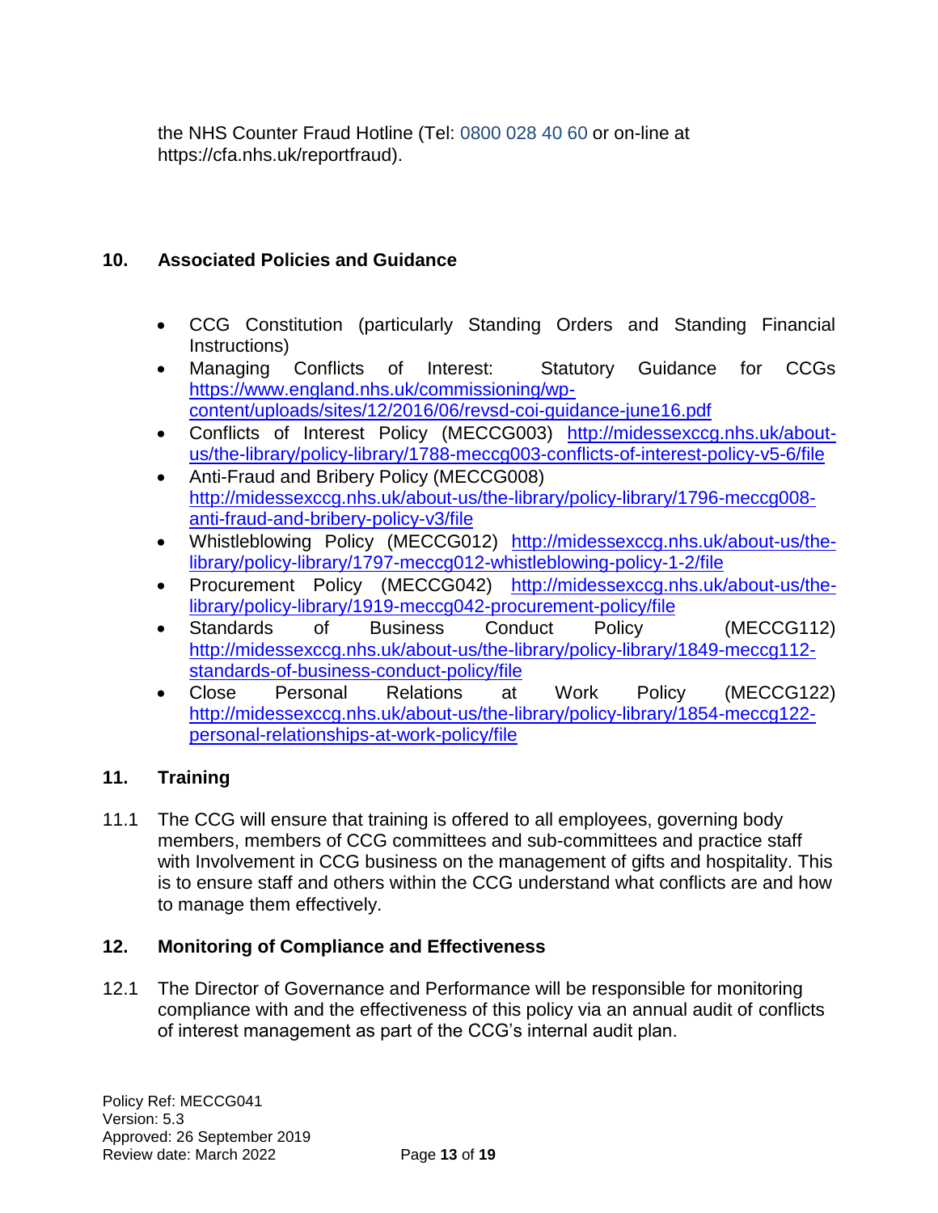the NHS Counter Fraud Hotline (Tel: 0800 028 40 60 or on-line at https://cfa.nhs.uk/reportfraud).

## 10. Associated Policies and Guidance

- CCG Constitution (particularly Standing Orders and Standing Financial Instructions)
- Managing Conflicts of Interest: Statutory Guidance for CCGs https://www.england.nhs.uk/commissioning/wp-content/uploads/sites/12/2016/06/revsd-coi-guidance-june16.pdf
- Conflicts of Interest Policy (MECCG003) http://midessexccg.nhs.uk/about-us/the-library/policy-library/1788-meccg003-conflicts-of-interest-policy-v5-6/file
- Anti-Fraud and Bribery Policy (MECCG008) http://midessexccg.nhs.uk/about-us/the-library/policy-library/1796-meccg008-anti-fraud-and-bribery-policy-v3/file
- Whistleblowing Policy (MECCG012) http://midessexccg.nhs.uk/about-us/the-library/policy-library/1797-meccg012-whistleblowing-policy-1-2/file
- Procurement Policy (MECCG042) http://midessexccg.nhs.uk/about-us/the-library/policy-library/1919-meccg042-procurement-policy/file
- Standards of Business Conduct Policy (MECCG112) http://midessexccg.nhs.uk/about-us/the-library/policy-library/1849-meccg112-standards-of-business-conduct-policy/file
- Close Personal Relations at Work Policy (MECCG122) http://midessexccg.nhs.uk/about-us/the-library/policy-library/1854-meccg122-personal-relationships-at-work-policy/file

## 11. Training

11.1 The CCG will ensure that training is offered to all employees, governing body members, members of CCG committees and sub-committees and practice staff with Involvement in CCG business on the management of gifts and hospitality. This is to ensure staff and others within the CCG understand what conflicts are and how to manage them effectively.

## 12. Monitoring of Compliance and Effectiveness

12.1 The Director of Governance and Performance will be responsible for monitoring compliance with and the effectiveness of this policy via an annual audit of conflicts of interest management as part of the CCG's internal audit plan.

Policy Ref: MECCG041
Version: 5.3
Approved: 26 September 2019
Review date: March 2022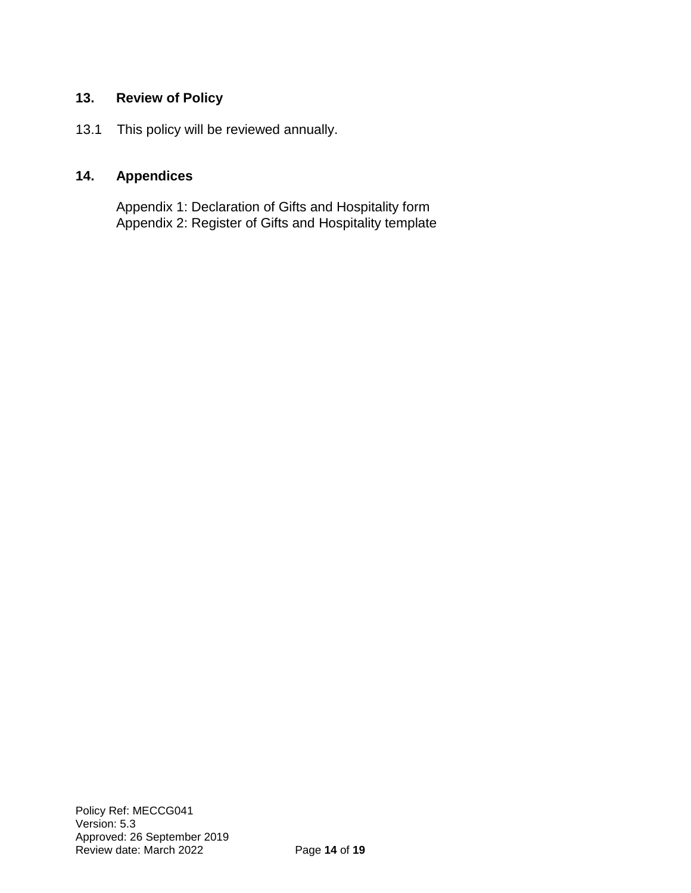## 13. Review of Policy

13.1 This policy will be reviewed annually.

## 14. Appendices

Appendix 1: Declaration of Gifts and Hospitality form
Appendix 2: Register of Gifts and Hospitality template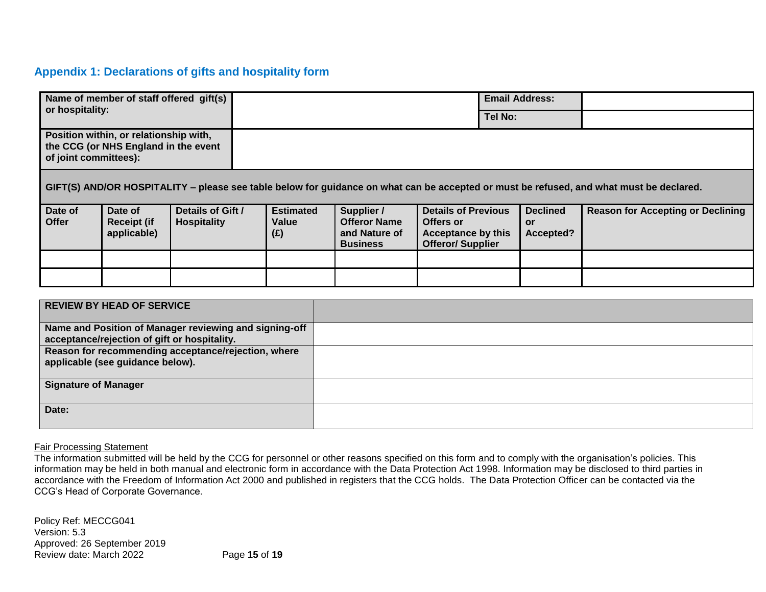## Appendix 1: Declarations of gifts and hospitality form

| **Name of member of staff offered gift(s) or hospitality:** | | **Email Address:** | |
|---|---|---|---|
| | | **Tel No:** | |
| **Position within, or relationship with, the CCG (or NHS England in the event of joint committees):** | | | |

**GIFT(S) AND/OR HOSPITALITY – please see table below for guidance on what can be accepted or must be refused, and what must be declared.**

| **Date of Offer** | **Date of Receipt (if applicable)** | **Details of Gift / Hospitality** | **Estimated Value (£)** | **Supplier / Offeror Name and Nature of Business** | **Details of Previous Offers or Acceptance by this Offeror/ Supplier** | **Declined or Accepted?** | **Reason for Accepting or Declining** |
|---|---|---|---|---|---|---|---|
| | | | | | | | |
| | | | | | | | |

| **REVIEW BY HEAD OF SERVICE** | |
|---|---|
| **Name and Position of Manager reviewing and signing-off acceptance/rejection of gift or hospitality.** | |
| **Reason for recommending acceptance/rejection, where applicable (see guidance below).** | |
| **Signature of Manager** | |
| **Date:** | |

<u>Fair Processing Statement</u>
The information submitted will be held by the CCG for personnel or other reasons specified on this form and to comply with the organisation's policies. This information may be held in both manual and electronic form in accordance with the Data Protection Act 1998. Information may be disclosed to third parties in accordance with the Freedom of Information Act 2000 and published in registers that the CCG holds. The Data Protection Officer can be contacted via the CCG's Head of Corporate Governance.

Policy Ref: MECCG041
Version: 5.3
Approved: 26 September 2019
Review date: March 2022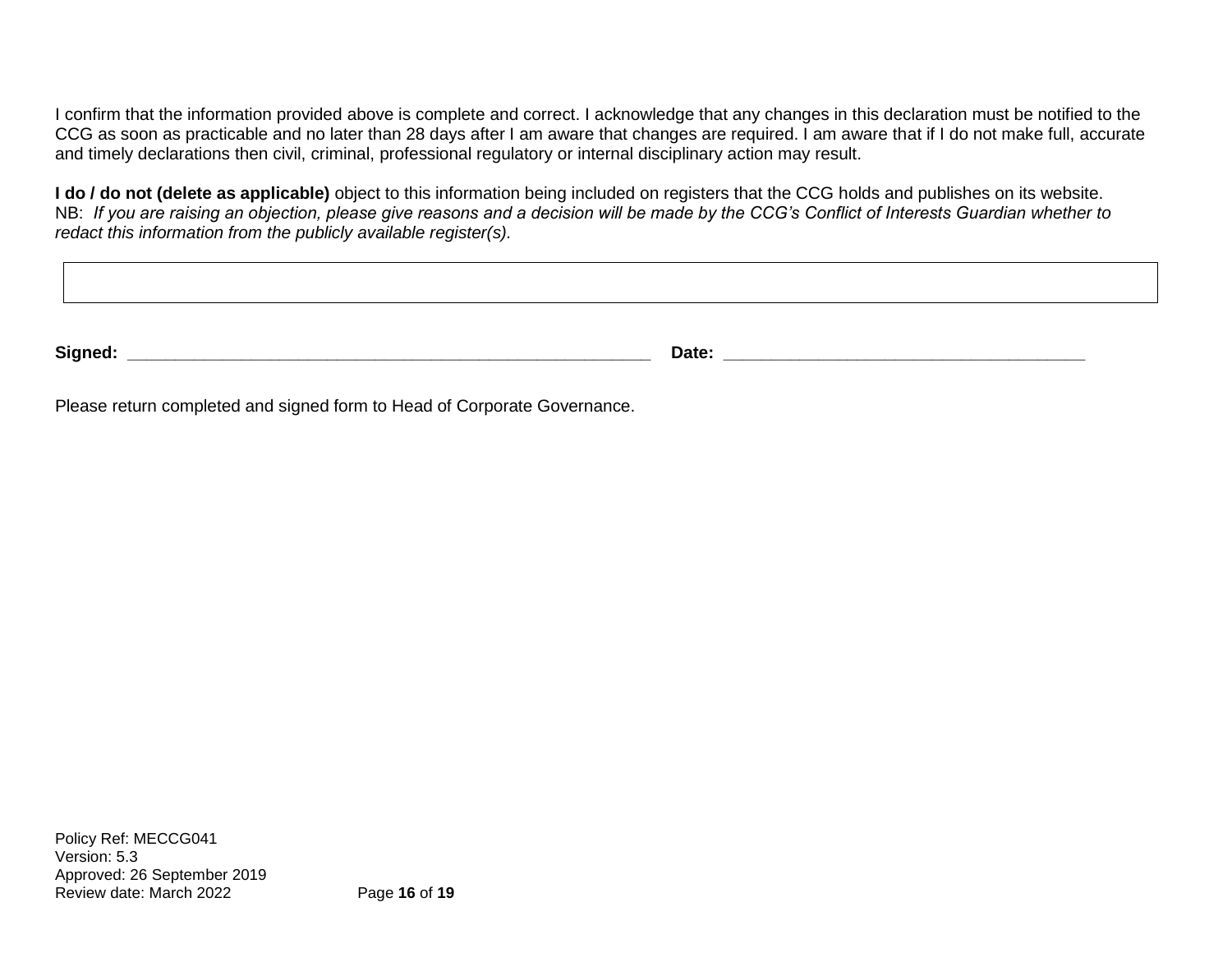I confirm that the information provided above is complete and correct. I acknowledge that any changes in this declaration must be notified to the CCG as soon as practicable and no later than 28 days after I am aware that changes are required. I am aware that if I do not make full, accurate and timely declarations then civil, criminal, professional regulatory or internal disciplinary action may result.

**I do / do not (delete as applicable)** object to this information being included on registers that the CCG holds and publishes on its website.
NB: *If you are raising an objection, please give reasons and a decision will be made by the CCG's Conflict of Interests Guardian whether to redact this information from the publicly available register(s).*

| |
|---|
| |

**Signed:** ___________________________________________________________ **Date:** ________________________________________

Please return completed and signed form to Head of Corporate Governance.

Policy Ref: MECCG041
Version: 5.3
Approved: 26 September 2019
Review date: March 2022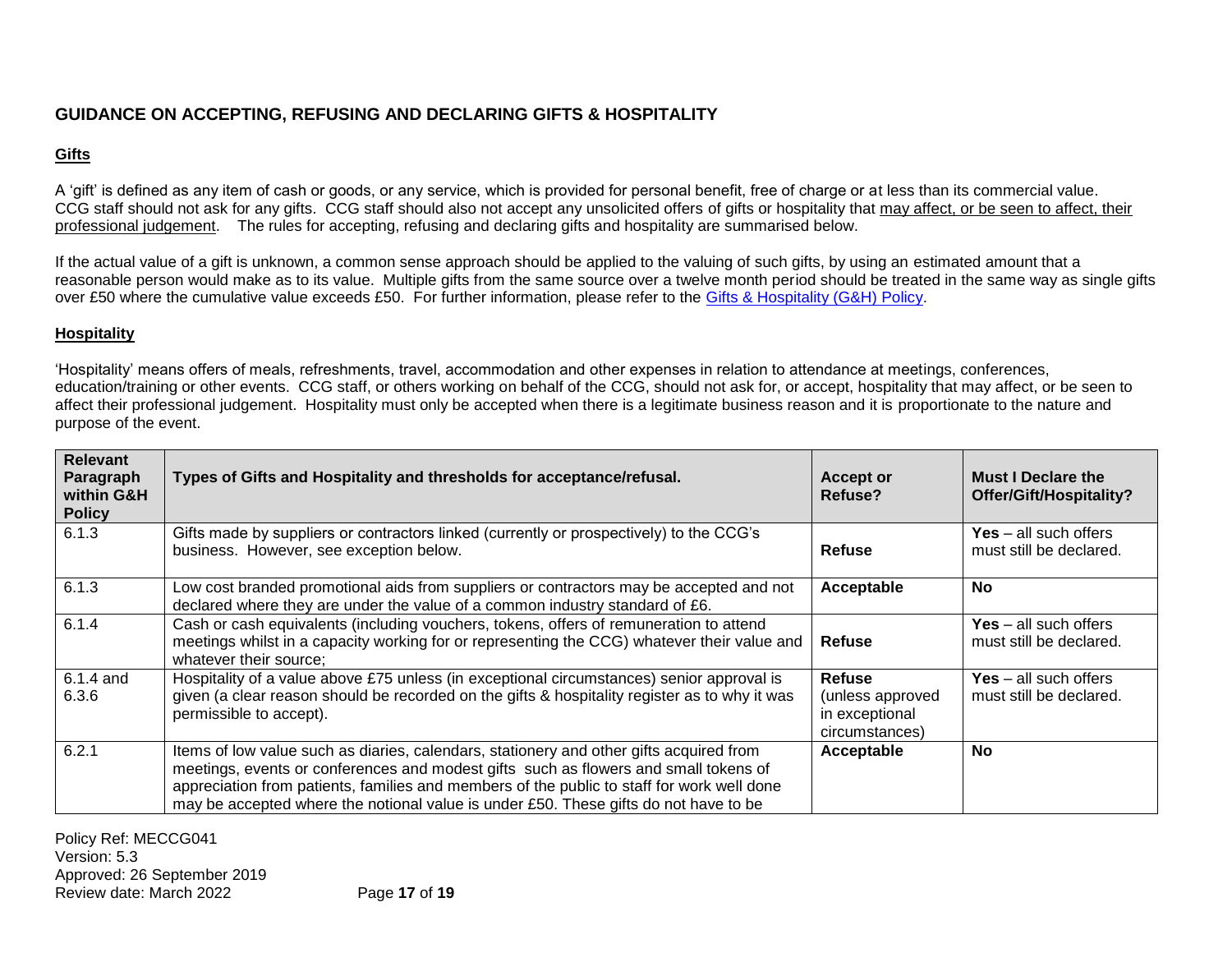## GUIDANCE ON ACCEPTING, REFUSING AND DECLARING GIFTS & HOSPITALITY

### Gifts

A 'gift' is defined as any item of cash or goods, or any service, which is provided for personal benefit, free of charge or at less than its commercial value. CCG staff should not ask for any gifts. CCG staff should also not accept any unsolicited offers of gifts or hospitality that may affect, or be seen to affect, their professional judgement. The rules for accepting, refusing and declaring gifts and hospitality are summarised below.

If the actual value of a gift is unknown, a common sense approach should be applied to the valuing of such gifts, by using an estimated amount that a reasonable person would make as to its value. Multiple gifts from the same source over a twelve month period should be treated in the same way as single gifts over £50 where the cumulative value exceeds £50. For further information, please refer to the Gifts & Hospitality (G&H) Policy.

### Hospitality

'Hospitality' means offers of meals, refreshments, travel, accommodation and other expenses in relation to attendance at meetings, conferences, education/training or other events. CCG staff, or others working on behalf of the CCG, should not ask for, or accept, hospitality that may affect, or be seen to affect their professional judgement. Hospitality must only be accepted when there is a legitimate business reason and it is proportionate to the nature and purpose of the event.

| Relevant Paragraph within G&H Policy | Types of Gifts and Hospitality and thresholds for acceptance/refusal. | Accept or Refuse? | Must I Declare the Offer/Gift/Hospitality? |
|---|---|---|---|
| 6.1.3 | Gifts made by suppliers or contractors linked (currently or prospectively) to the CCG's business. However, see exception below. | **Refuse** | **Yes** – all such offers must still be declared. |
| 6.1.3 | Low cost branded promotional aids from suppliers or contractors may be accepted and not declared where they are under the value of a common industry standard of £6. | **Acceptable** | **No** |
| 6.1.4 | Cash or cash equivalents (including vouchers, tokens, offers of remuneration to attend meetings whilst in a capacity working for or representing the CCG) whatever their value and whatever their source; | **Refuse** | **Yes** – all such offers must still be declared. |
| 6.1.4 and 6.3.6 | Hospitality of a value above £75 unless (in exceptional circumstances) senior approval is given (a clear reason should be recorded on the gifts & hospitality register as to why it was permissible to accept). | **Refuse** (unless approved in exceptional circumstances) | **Yes** – all such offers must still be declared. |
| 6.2.1 | Items of low value such as diaries, calendars, stationery and other gifts acquired from meetings, events or conferences and modest gifts such as flowers and small tokens of appreciation from patients, families and members of the public to staff for work well done may be accepted where the notional value is under £50. These gifts do not have to be | **Acceptable** | **No** |

Policy Ref: MECCG041
Version: 5.3
Approved: 26 September 2019
Review date: March 2022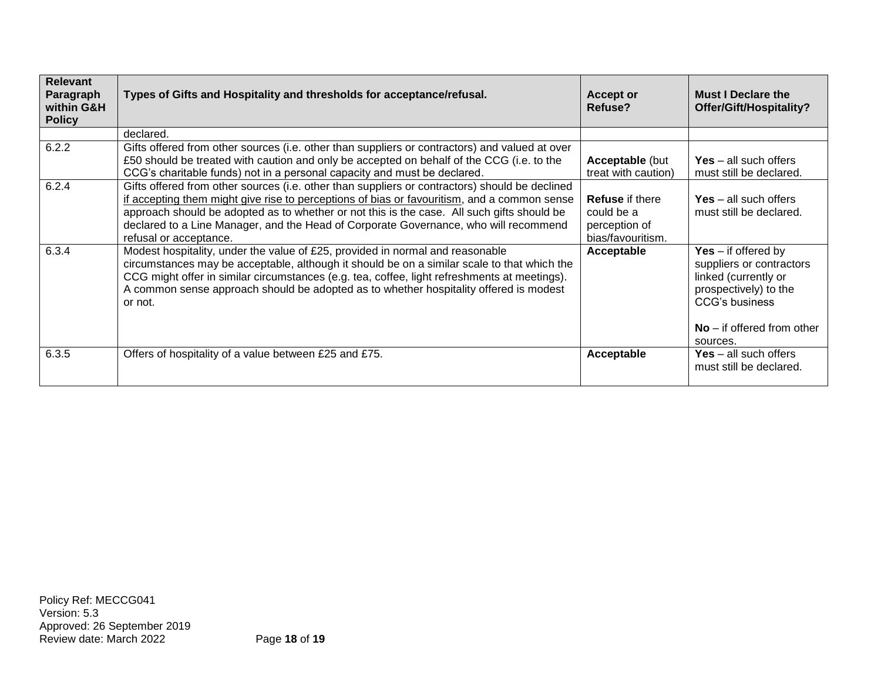| Relevant Paragraph within G&H Policy | Types of Gifts and Hospitality and thresholds for acceptance/refusal. | Accept or Refuse? | Must I Declare the Offer/Gift/Hospitality? |
|---|---|---|---|
| | declared. | | |
| 6.2.2 | Gifts offered from other sources (i.e. other than suppliers or contractors) and valued at over £50 should be treated with caution and only be accepted on behalf of the CCG (i.e. to the CCG's charitable funds) not in a personal capacity and must be declared. | **Acceptable** (but treat with caution) | **Yes** – all such offers must still be declared. |
| 6.2.4 | Gifts offered from other sources (i.e. other than suppliers or contractors) should be declined <u>if accepting them might give rise to perceptions of bias or favouritism</u>, and a common sense approach should be adopted as to whether or not this is the case. All such gifts should be declared to a Line Manager, and the Head of Corporate Governance, who will recommend refusal or acceptance. | **Refuse** if there could be a perception of bias/favouritism. | **Yes** – all such offers must still be declared. |
| 6.3.4 | Modest hospitality, under the value of £25, provided in normal and reasonable circumstances may be acceptable, although it should be on a similar scale to that which the CCG might offer in similar circumstances (e.g. tea, coffee, light refreshments at meetings). A common sense approach should be adopted as to whether hospitality offered is modest or not. | **Acceptable** | **Yes** – if offered by suppliers or contractors linked (currently or prospectively) to the CCG's business<br><br>**No** – if offered from other sources. |
| 6.3.5 | Offers of hospitality of a value between £25 and £75. | **Acceptable** | **Yes** – all such offers must still be declared. |

Policy Ref: MECCG041
Version: 5.3
Approved: 26 September 2019
Review date: March 2022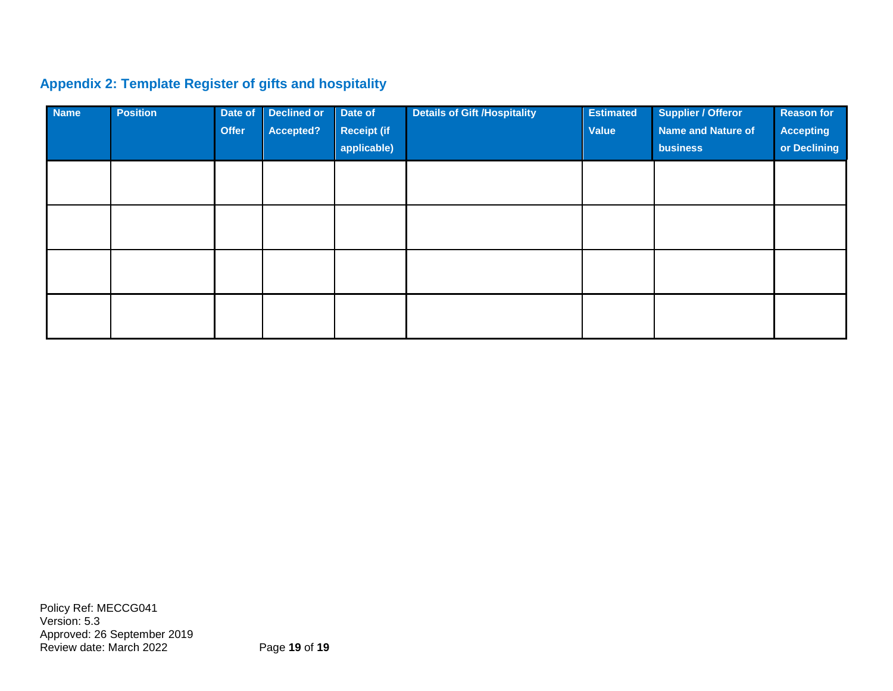## Appendix 2: Template Register of gifts and hospitality

| Name | Position | Date of Offer | Declined or Accepted? | Date of Receipt (if applicable) | Details of Gift /Hospitality | Estimated Value | Supplier / Offeror Name and Nature of business | Reason for Accepting or Declining |
|---|---|---|---|---|---|---|---|---|
| | | | | | | | | |
| | | | | | | | | |
| | | | | | | | | |
| | | | | | | | | |